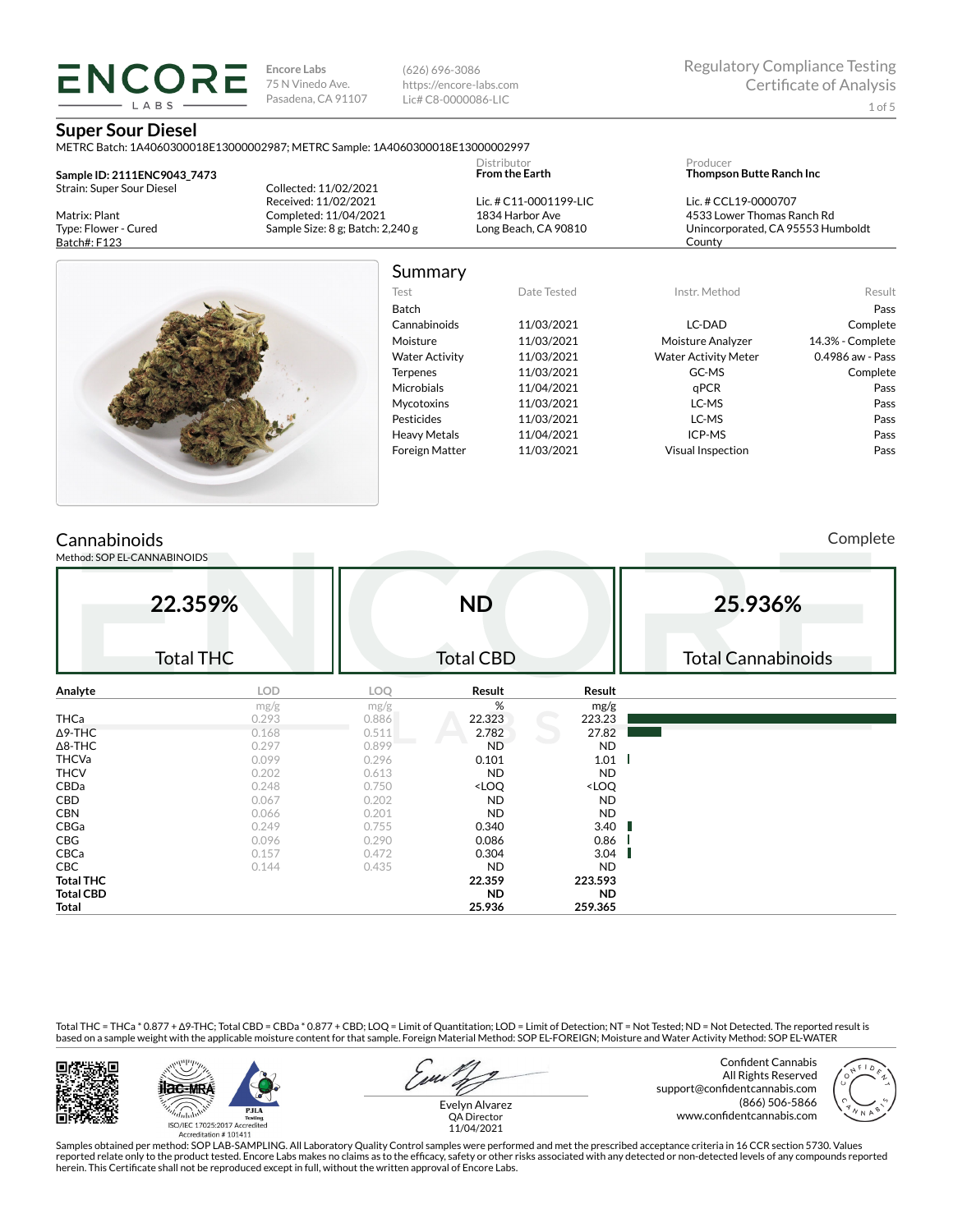**Encore Labs**
75 N Vinedo Ave.
Pasadena, CA 91107

(626) 696-3086
https://encore-labs.com
Lic# C8-0000086-LIC

Regulatory Compliance Testing
Certificate of Analysis

# Super Sour Diesel

METRC Batch: 1A4060300018E13000002987; METRC Sample: 1A4060300018E13000002997

**Sample ID: 2111ENC9043_7473**
Strain: Super Sour Diesel

Matrix: Plant
Type: Flower - Cured
Batch#: F123

Collected: 11/02/2021
Received: 11/02/2021
Completed: 11/04/2021
Sample Size: 8 g; Batch: 2,240 g

Distributor
**From the Earth**

Lic. # C11-0001199-LIC
1834 Harbor Ave
Long Beach, CA 90810

Producer
**Thompson Butte Ranch Inc**

Lic. # CCL19-0000707
4533 Lower Thomas Ranch Rd
Unincorporated, CA 95553 Humboldt County

## Summary

| Test | Date Tested | Instr. Method | Result |
|---|---|---|---|
| Batch | | | Pass |
| Cannabinoids | 11/03/2021 | LC-DAD | Complete |
| Moisture | 11/03/2021 | Moisture Analyzer | 14.3% - Complete |
| Water Activity | 11/03/2021 | Water Activity Meter | 0.4986 aw - Pass |
| Terpenes | 11/03/2021 | GC-MS | Complete |
| Microbials | 11/04/2021 | qPCR | Pass |
| Mycotoxins | 11/03/2021 | LC-MS | Pass |
| Pesticides | 11/03/2021 | LC-MS | Pass |
| Heavy Metals | 11/04/2021 | ICP-MS | Pass |
| Foreign Matter | 11/03/2021 | Visual Inspection | Pass |

## Cannabinoids

Complete

Method: SOP EL-CANNABINOIDS

| 22.359% | ND | 25.936% |
|---|---|---|
| Total THC | Total CBD | Total Cannabinoids |

| Analyte | LOD | LOQ | Result | Result |
|---|---|---|---|---|
| | mg/g | mg/g | % | mg/g |
| THCa | 0.293 | 0.886 | 22.323 | 223.23 |
| Δ9-THC | 0.168 | 0.511 | 2.782 | 27.82 |
| Δ8-THC | 0.297 | 0.899 | ND | ND |
| THCVa | 0.099 | 0.296 | 0.101 | 1.01 |
| THCV | 0.202 | 0.613 | ND | ND |
| CBDa | 0.248 | 0.750 | <LOQ | <LOQ |
| CBD | 0.067 | 0.202 | ND | ND |
| CBN | 0.066 | 0.201 | ND | ND |
| CBGa | 0.249 | 0.755 | 0.340 | 3.40 |
| CBG | 0.096 | 0.290 | 0.086 | 0.86 |
| CBCa | 0.157 | 0.472 | 0.304 | 3.04 |
| CBC | 0.144 | 0.435 | ND | ND |
| **Total THC** | | | **22.359** | **223.593** |
| **Total CBD** | | | **ND** | **ND** |
| **Total** | | | **25.936** | **259.365** |

Total THC = THCa * 0.877 + Δ9-THC; Total CBD = CBDa * 0.877 + CBD; LOQ = Limit of Quantitation; LOD = Limit of Detection; NT = Not Tested; ND = Not Detected. The reported result is based on a sample weight with the applicable moisture content for that sample. Foreign Material Method: SOP EL-FOREIGN; Moisture and Water Activity Method: SOP EL-WATER

ISO/IEC 17025:2017 Accredited
Accreditation # 101411

Evelyn Alvarez
QA Director
11/04/2021

Confident Cannabis
All Rights Reserved
support@confidentcannabis.com
(866) 506-5866
www.confidentcannabis.com

Samples obtained per method: SOP LAB-SAMPLING. All Laboratory Quality Control samples were performed and met the prescribed acceptance criteria in 16 CCR section 5730. Values reported relate only to the product tested. Encore Labs makes no claims as to the efficacy, safety or other risks associated with any detected or non-detected levels of any compounds reported herein. This Certificate shall not be reproduced except in full, without the written approval of Encore Labs.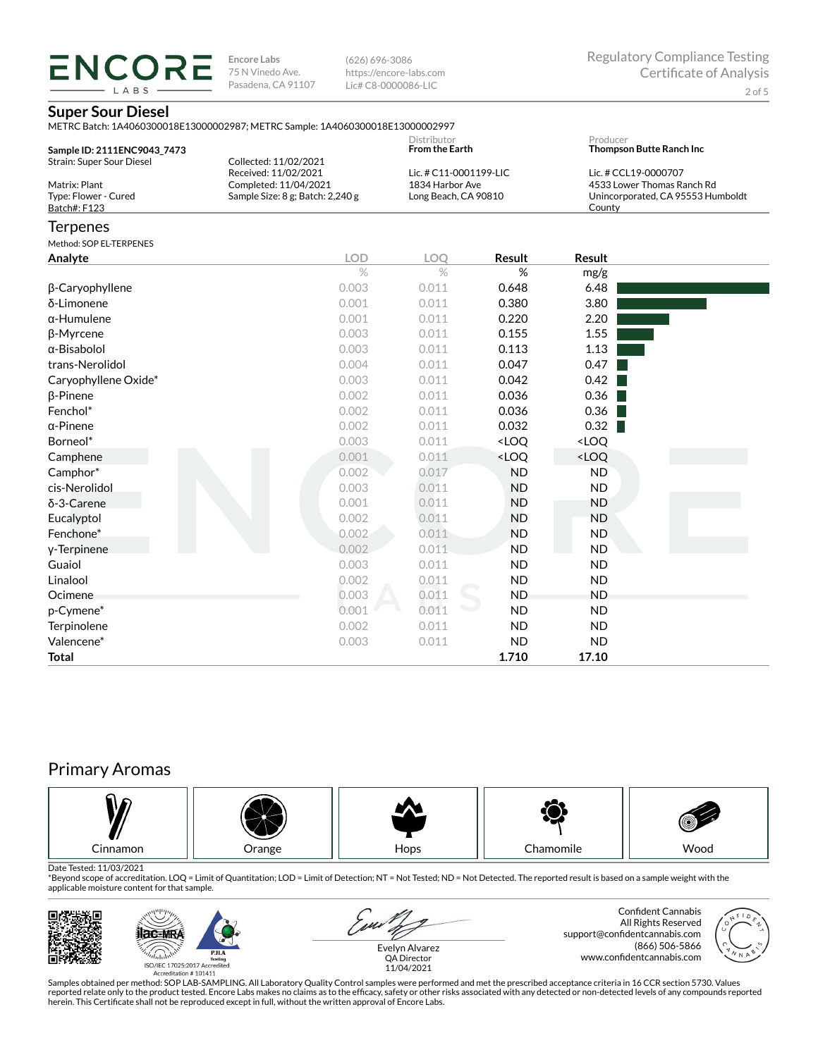**ENCORE LABS**

**Encore Labs**
75 N Vinedo Ave.
Pasadena, CA 91107

(626) 696-3086
https://encore-labs.com
Lic# C8-0000086-LIC

Regulatory Compliance Testing
Certificate of Analysis

## Super Sour Diesel

METRC Batch: 1A4060300018E13000002987; METRC Sample: 1A4060300018E13000002997

**Sample ID: 2111ENC9043_7473**
Strain: Super Sour Diesel

Matrix: Plant
Type: Flower - Cured
Batch#: F123

Collected: 11/02/2021
Received: 11/02/2021
Completed: 11/04/2021
Sample Size: 8 g; Batch: 2,240 g

Distributor
**From the Earth**
Lic. # C11-0001199-LIC
1834 Harbor Ave
Long Beach, CA 90810

Producer
**Thompson Butte Ranch Inc**
Lic. # CCL19-0000707
4533 Lower Thomas Ranch Rd
Unincorporated, CA 95553 Humboldt County

## Terpenes

Method: SOP EL-TERPENES

| Analyte | LOD | LOQ | Result | Result |
|---|---|---|---|---|
| | % | % | % | mg/g |
| β-Caryophyllene | 0.003 | 0.011 | 0.648 | 6.48 |
| δ-Limonene | 0.001 | 0.011 | 0.380 | 3.80 |
| α-Humulene | 0.001 | 0.011 | 0.220 | 2.20 |
| β-Myrcene | 0.003 | 0.011 | 0.155 | 1.55 |
| α-Bisabolol | 0.003 | 0.011 | 0.113 | 1.13 |
| trans-Nerolidol | 0.004 | 0.011 | 0.047 | 0.47 |
| Caryophyllene Oxide* | 0.003 | 0.011 | 0.042 | 0.42 |
| β-Pinene | 0.002 | 0.011 | 0.036 | 0.36 |
| Fenchol* | 0.002 | 0.011 | 0.036 | 0.36 |
| α-Pinene | 0.002 | 0.011 | 0.032 | 0.32 |
| Borneol* | 0.003 | 0.011 | <LOQ | <LOQ |
| Camphene | 0.001 | 0.011 | <LOQ | <LOQ |
| Camphor* | 0.002 | 0.017 | ND | ND |
| cis-Nerolidol | 0.003 | 0.011 | ND | ND |
| δ-3-Carene | 0.001 | 0.011 | ND | ND |
| Eucalyptol | 0.002 | 0.011 | ND | ND |
| Fenchone* | 0.002 | 0.011 | ND | ND |
| γ-Terpinene | 0.002 | 0.011 | ND | ND |
| Guaiol | 0.003 | 0.011 | ND | ND |
| Linalool | 0.002 | 0.011 | ND | ND |
| Ocimene | 0.003 | 0.011 | ND | ND |
| p-Cymene* | 0.001 | 0.011 | ND | ND |
| Terpinolene | 0.002 | 0.011 | ND | ND |
| Valencene* | 0.003 | 0.011 | ND | ND |
| **Total** | | | **1.710** | **17.10** |

## Primary Aromas

Cinnamon | Orange | Hops | Chamomile | Wood

Date Tested: 11/03/2021

*Beyond scope of accreditation. LOQ = Limit of Quantitation; LOD = Limit of Detection; NT = Not Tested; ND = Not Detected. The reported result is based on a sample weight with the applicable moisture content for that sample.

ISO/IEC 17025:2017 Accredited
Accreditation # 101411

Evelyn Alvarez
QA Director
11/04/2021

Confident Cannabis
All Rights Reserved
support@confidentcannabis.com
(866) 506-5866
www.confidentcannabis.com

Samples obtained per method: SOP LAB-SAMPLING. All Laboratory Quality Control samples were performed and met the prescribed acceptance criteria in 16 CCR section 5730. Values reported relate only to the product tested. Encore Labs makes no claims as to the efficacy, safety or other risks associated with any detected or non-detected levels of any compounds reported herein. This Certificate shall not be reproduced except in full, without the written approval of Encore Labs.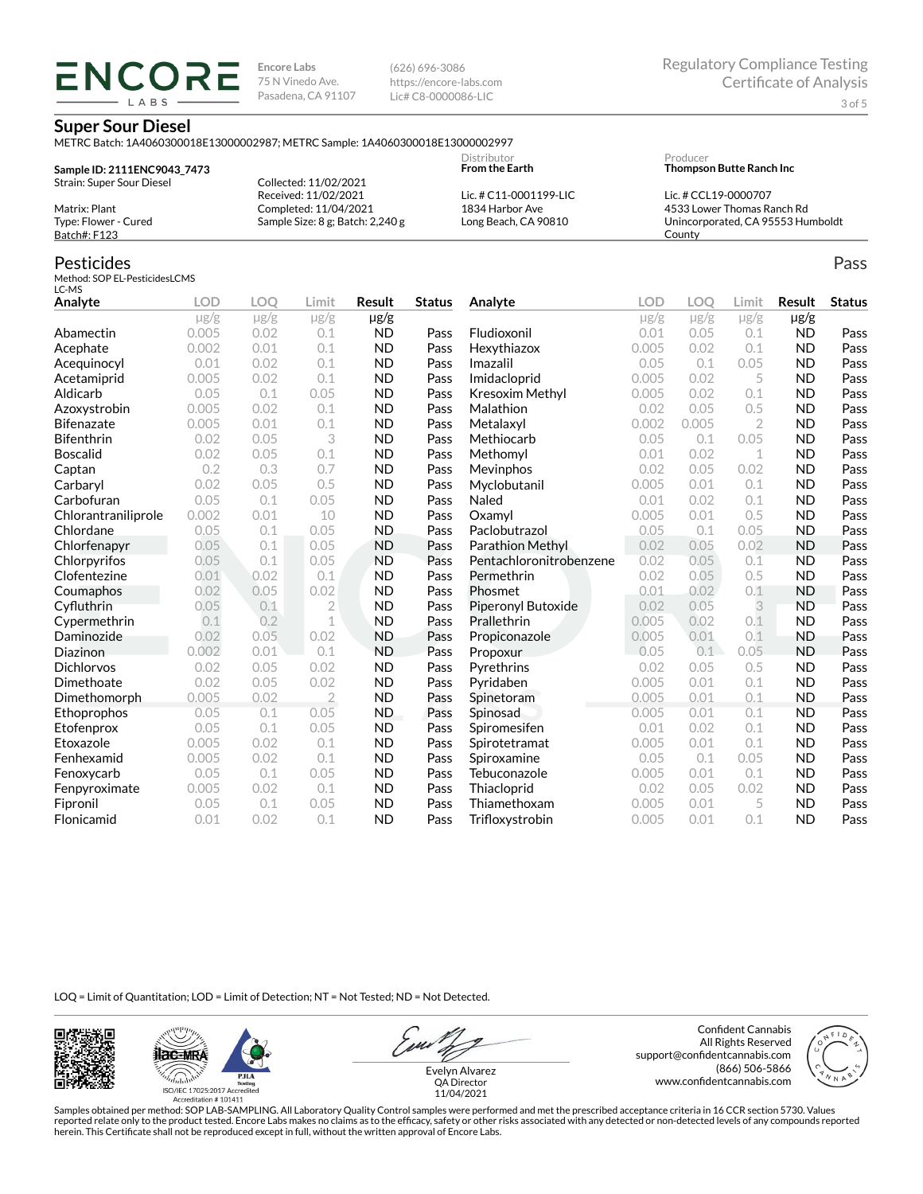# ENCORE LABS

Encore Labs
75 N Vinedo Ave.
Pasadena, CA 91107

(626) 696-3086
https://encore-labs.com
Lic# C8-0000086-LIC

Regulatory Compliance Testing
Certificate of Analysis

## Super Sour Diesel

METRC Batch: 1A4060300018E13000002987; METRC Sample: 1A4060300018E13000002997

**Sample ID: 2111ENC9043_7473**
Strain: Super Sour Diesel

Matrix: Plant
Type: Flower - Cured
Batch#: F123

Collected: 11/02/2021
Received: 11/02/2021
Completed: 11/04/2021
Sample Size: 8 g; Batch: 2,240 g

Distributor
**From the Earth**

Lic. # C11-0001199-LIC
1834 Harbor Ave
Long Beach, CA 90810

Producer
**Thompson Butte Ranch Inc**

Lic. # CCL19-0000707
4533 Lower Thomas Ranch Rd
Unincorporated, CA 95553 Humboldt County

## Pesticides

Pass

Method: SOP EL-PesticidesLCMS
LC-MS

| Analyte | LOD | LOQ | Limit | Result | Status |
|---|---|---|---|---|---|
| | µg/g | µg/g | µg/g | µg/g | |
| Abamectin | 0.005 | 0.02 | 0.1 | ND | Pass |
| Acephate | 0.002 | 0.01 | 0.1 | ND | Pass |
| Acequinocyl | 0.01 | 0.02 | 0.1 | ND | Pass |
| Acetamiprid | 0.005 | 0.02 | 0.1 | ND | Pass |
| Aldicarb | 0.05 | 0.1 | 0.05 | ND | Pass |
| Azoxystrobin | 0.005 | 0.02 | 0.1 | ND | Pass |
| Bifenazate | 0.005 | 0.01 | 0.1 | ND | Pass |
| Bifenthrin | 0.02 | 0.05 | 3 | ND | Pass |
| Boscalid | 0.02 | 0.05 | 0.1 | ND | Pass |
| Captan | 0.2 | 0.3 | 0.7 | ND | Pass |
| Carbaryl | 0.02 | 0.05 | 0.5 | ND | Pass |
| Carbofuran | 0.05 | 0.1 | 0.05 | ND | Pass |
| Chlorantraniliprole | 0.002 | 0.01 | 10 | ND | Pass |
| Chlordane | 0.05 | 0.1 | 0.05 | ND | Pass |
| Chlorfenapyr | 0.05 | 0.1 | 0.05 | ND | Pass |
| Chlorpyrifos | 0.05 | 0.1 | 0.05 | ND | Pass |
| Clofentezine | 0.01 | 0.02 | 0.1 | ND | Pass |
| Coumaphos | 0.02 | 0.05 | 0.02 | ND | Pass |
| Cyfluthrin | 0.05 | 0.1 | 2 | ND | Pass |
| Cypermethrin | 0.1 | 0.2 | 1 | ND | Pass |
| Daminozide | 0.02 | 0.05 | 0.02 | ND | Pass |
| Diazinon | 0.002 | 0.01 | 0.1 | ND | Pass |
| Dichlorvos | 0.02 | 0.05 | 0.02 | ND | Pass |
| Dimethoate | 0.02 | 0.05 | 0.02 | ND | Pass |
| Dimethomorph | 0.005 | 0.02 | 2 | ND | Pass |
| Ethoprophos | 0.05 | 0.1 | 0.05 | ND | Pass |
| Etofenprox | 0.05 | 0.1 | 0.05 | ND | Pass |
| Etoxazole | 0.005 | 0.02 | 0.1 | ND | Pass |
| Fenhexamid | 0.005 | 0.02 | 0.1 | ND | Pass |
| Fenoxycarb | 0.05 | 0.1 | 0.05 | ND | Pass |
| Fenpyroximate | 0.005 | 0.02 | 0.1 | ND | Pass |
| Fipronil | 0.05 | 0.1 | 0.05 | ND | Pass |
| Flonicamid | 0.01 | 0.02 | 0.1 | ND | Pass |
| Fludioxonil | 0.01 | 0.05 | 0.1 | ND | Pass |
| Hexythiazox | 0.005 | 0.02 | 0.1 | ND | Pass |
| Imazalil | 0.05 | 0.1 | 0.05 | ND | Pass |
| Imidacloprid | 0.005 | 0.02 | 5 | ND | Pass |
| Kresoxim Methyl | 0.005 | 0.02 | 0.1 | ND | Pass |
| Malathion | 0.02 | 0.05 | 0.5 | ND | Pass |
| Metalaxyl | 0.002 | 0.005 | 2 | ND | Pass |
| Methiocarb | 0.05 | 0.1 | 0.05 | ND | Pass |
| Methomyl | 0.01 | 0.02 | 1 | ND | Pass |
| Mevinphos | 0.02 | 0.05 | 0.02 | ND | Pass |
| Myclobutanil | 0.005 | 0.01 | 0.1 | ND | Pass |
| Naled | 0.01 | 0.02 | 0.1 | ND | Pass |
| Oxamyl | 0.005 | 0.01 | 0.5 | ND | Pass |
| Paclobutrazol | 0.05 | 0.1 | 0.05 | ND | Pass |
| Parathion Methyl | 0.02 | 0.05 | 0.02 | ND | Pass |
| Pentachloronitrobenzene | 0.02 | 0.05 | 0.1 | ND | Pass |
| Permethrin | 0.02 | 0.05 | 0.5 | ND | Pass |
| Phosmet | 0.01 | 0.02 | 0.1 | ND | Pass |
| Piperonyl Butoxide | 0.02 | 0.05 | 3 | ND | Pass |
| Prallethrin | 0.005 | 0.02 | 0.1 | ND | Pass |
| Propiconazole | 0.005 | 0.01 | 0.1 | ND | Pass |
| Propoxur | 0.05 | 0.1 | 0.05 | ND | Pass |
| Pyrethrins | 0.02 | 0.05 | 0.5 | ND | Pass |
| Pyridaben | 0.005 | 0.01 | 0.1 | ND | Pass |
| Spinetoram | 0.005 | 0.01 | 0.1 | ND | Pass |
| Spinosad | 0.005 | 0.01 | 0.1 | ND | Pass |
| Spiromesifen | 0.01 | 0.02 | 0.1 | ND | Pass |
| Spirotetramat | 0.005 | 0.01 | 0.1 | ND | Pass |
| Spiroxamine | 0.05 | 0.1 | 0.05 | ND | Pass |
| Tebuconazole | 0.005 | 0.01 | 0.1 | ND | Pass |
| Thiacloprid | 0.02 | 0.05 | 0.02 | ND | Pass |
| Thiamethoxam | 0.005 | 0.01 | 5 | ND | Pass |
| Trifloxystrobin | 0.005 | 0.01 | 0.1 | ND | Pass |

LOQ = Limit of Quantitation; LOD = Limit of Detection; NT = Not Tested; ND = Not Detected.

ISO/IEC 17025:2017 Accredited
Accreditation # 101411

Evelyn Alvarez
QA Director
11/04/2021

Confident Cannabis
All Rights Reserved
support@confidentcannabis.com
(866) 506-5866
www.confidentcannabis.com

Samples obtained per method: SOP LAB-SAMPLING. All Laboratory Quality Control samples were performed and met the prescribed acceptance criteria in 16 CCR section 5730. Values reported relate only to the product tested. Encore Labs makes no claims as to the efficacy, safety or other risks associated with any detected or non-detected levels of any compounds reported herein. This Certificate shall not be reproduced except in full, without the written approval of Encore Labs.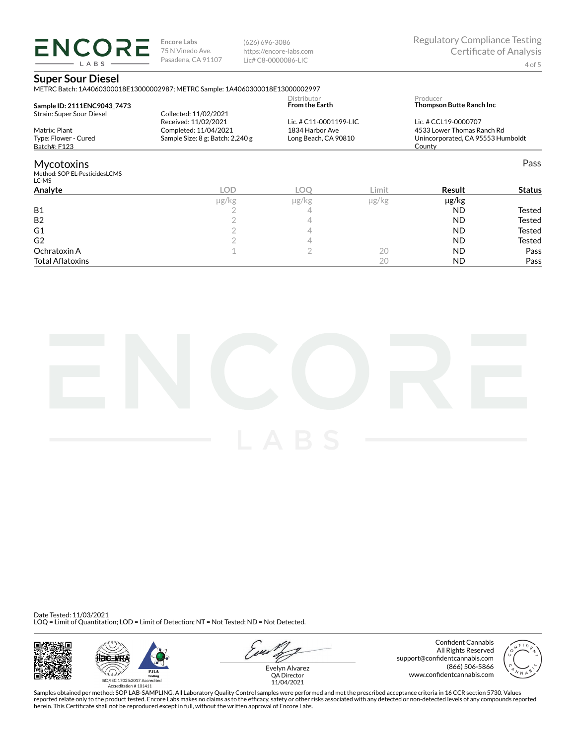Encore Labs
75 N Vinedo Ave.
Pasadena, CA 91107

(626) 696-3086
https://encore-labs.com
Lic# C8-0000086-LIC

Regulatory Compliance Testing
Certificate of Analysis

# Super Sour Diesel

METRC Batch: 1A4060300018E13000002987; METRC Sample: 1A4060300018E13000002997

**Sample ID: 2111ENC9043_7473**
Strain: Super Sour Diesel
Matrix: Plant
Type: Flower - Cured
Batch#: F123

Collected: 11/02/2021
Received: 11/02/2021
Completed: 11/04/2021
Sample Size: 8 g; Batch: 2,240 g

Distributor
**From the Earth**
Lic. # C11-0001199-LIC
1834 Harbor Ave
Long Beach, CA 90810

Producer
**Thompson Butte Ranch Inc**
Lic. # CCL19-0000707
4533 Lower Thomas Ranch Rd
Unincorporated, CA 95553 Humboldt County

## Mycotoxins

Pass

Method: SOP EL-PesticidesLCMS
LC-MS

| Analyte | LOD | LOQ | Limit | Result | Status |
|---|---|---|---|---|---|
| | µg/kg | µg/kg | µg/kg | µg/kg | |
| B1 | 2 | 4 | | ND | Tested |
| B2 | 2 | 4 | | ND | Tested |
| G1 | 2 | 4 | | ND | Tested |
| G2 | 2 | 4 | | ND | Tested |
| Ochratoxin A | 1 | 2 | 20 | ND | Pass |
| Total Aflatoxins | | | 20 | ND | Pass |

Date Tested: 11/03/2021
LOQ = Limit of Quantitation; LOD = Limit of Detection; NT = Not Tested; ND = Not Detected.

ISO/IEC 17025:2017 Accredited
Accreditation # 101411

Evelyn Alvarez
QA Director
11/04/2021

Confident Cannabis
All Rights Reserved
support@confidentcannabis.com
(866) 506-5866
www.confidentcannabis.com

Samples obtained per method: SOP LAB-SAMPLING. All Laboratory Quality Control samples were performed and met the prescribed acceptance criteria in 16 CCR section 5730. Values reported relate only to the product tested. Encore Labs makes no claims as to the efficacy, safety or other risks associated with any detected or non-detected levels of any compounds reported herein. This Certificate shall not be reproduced except in full, without the written approval of Encore Labs.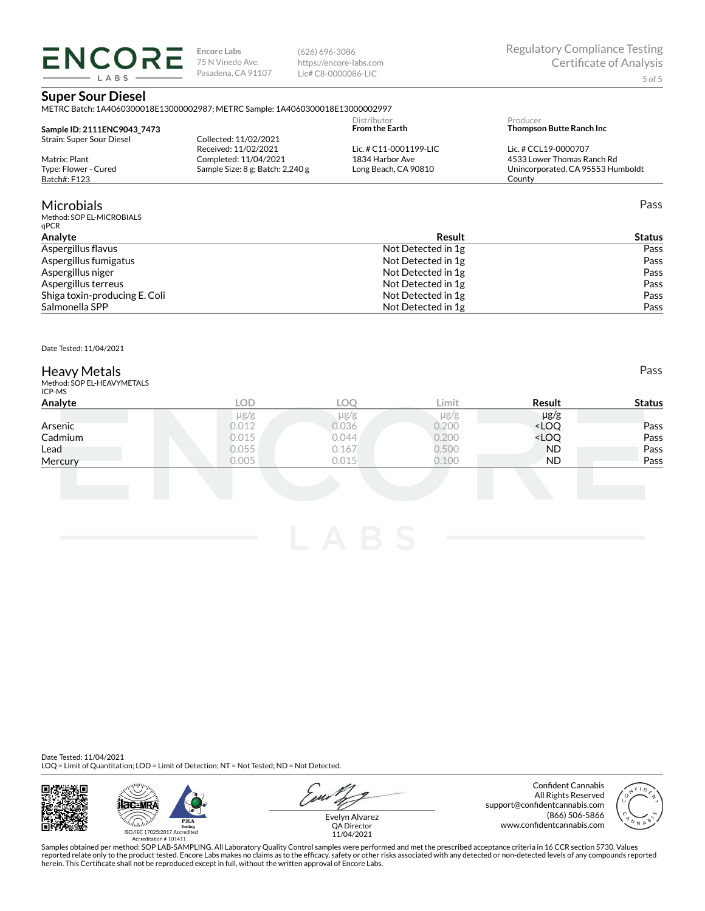ENCORE LABS

Encore Labs
75 N Vinedo Ave.
Pasadena, CA 91107

(626) 696-3086
https://encore-labs.com
Lic# C8-0000086-LIC

Regulatory Compliance Testing
Certificate of Analysis

## Super Sour Diesel

METRC Batch: 1A4060300018E13000002987; METRC Sample: 1A4060300018E13000002997

| | | | |
|---|---|---|---|
| **Sample ID: 2111ENC9043_7473** | | Distributor **From the Earth** | Producer **Thompson Butte Ranch Inc** |
| Strain: Super Sour Diesel | Collected: 11/02/2021 | | |
| | Received: 11/02/2021 | Lic. # C11-0001199-LIC | Lic. # CCL19-0000707 |
| Matrix: Plant | Completed: 11/04/2021 | 1834 Harbor Ave | 4533 Lower Thomas Ranch Rd |
| Type: Flower - Cured | Sample Size: 8 g; Batch: 2,240 g | Long Beach, CA 90810 | Unincorporated, CA 95553 Humboldt County |
| Batch#: F123 | | | |

## Microbials

Pass

Method: SOP EL-MICROBIALS
qPCR

| Analyte | Result | Status |
|---|---|---|
| Aspergillus flavus | Not Detected in 1g | Pass |
| Aspergillus fumigatus | Not Detected in 1g | Pass |
| Aspergillus niger | Not Detected in 1g | Pass |
| Aspergillus terreus | Not Detected in 1g | Pass |
| Shiga toxin-producing E. Coli | Not Detected in 1g | Pass |
| Salmonella SPP | Not Detected in 1g | Pass |

Date Tested: 11/04/2021

## Heavy Metals

Pass

Method: SOP EL-HEAVYMETALS
ICP-MS

| Analyte | LOD | LOQ | Limit | Result | Status |
|---|---|---|---|---|---|
| | µg/g | µg/g | µg/g | µg/g | |
| Arsenic | 0.012 | 0.036 | 0.200 | <LOQ | Pass |
| Cadmium | 0.015 | 0.044 | 0.200 | <LOQ | Pass |
| Lead | 0.055 | 0.167 | 0.500 | ND | Pass |
| Mercury | 0.005 | 0.015 | 0.100 | ND | Pass |

Date Tested: 11/04/2021
LOQ = Limit of Quantitation; LOD = Limit of Detection; NT = Not Tested; ND = Not Detected.

ilac-MRA PJLA Testing
ISO/IEC 17025:2017 Accredited
Accreditation # 101411

Evelyn Alvarez
QA Director
11/04/2021

Confident Cannabis
All Rights Reserved
support@confidentcannabis.com
(866) 506-5866
www.confidentcannabis.com

Samples obtained per method: SOP LAB-SAMPLING. All Laboratory Quality Control samples were performed and met the prescribed acceptance criteria in 16 CCR section 5730. Values reported relate only to the product tested. Encore Labs makes no claims as to the efficacy, safety or other risks associated with any detected or non-detected levels of any compounds reported herein. This Certificate shall not be reproduced except in full, without the written approval of Encore Labs.